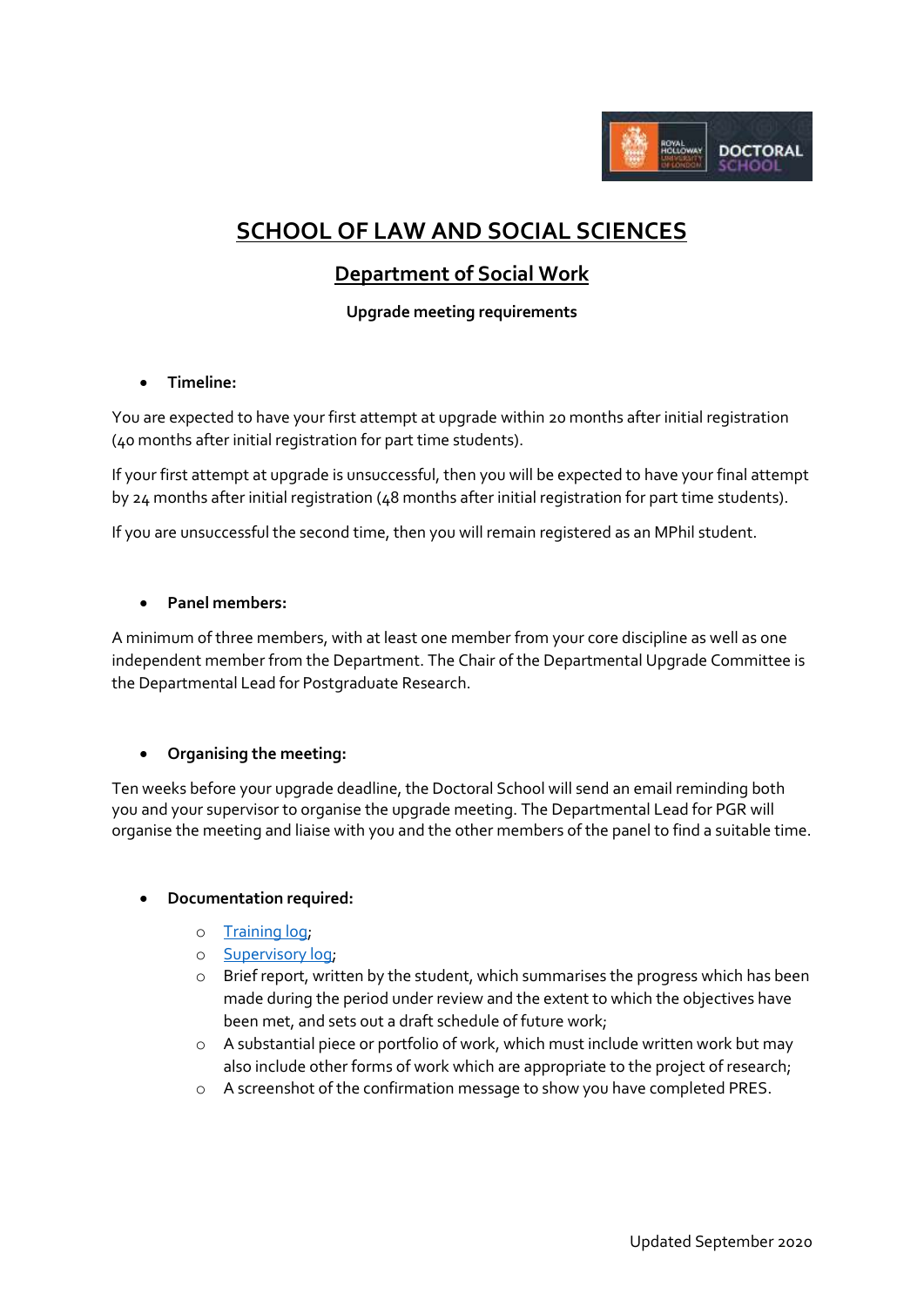# SCHOOL OF LAW AND SOCIAL SCIENCES

## Department of Social Work

**Upgrade meeting requirements**

- **Timeline:**

You are expected to have your first attempt at upgrade within 20 months after initial registration (40 months after initial registration for part time students).

If your first attempt at upgrade is unsuccessful, then you will be expected to have your final attempt by 24 months after initial registration (48 months after initial registration for part time students).

If you are unsuccessful the second time, then you will remain registered as an MPhil student.

- **Panel members:**

A minimum of three members, with at least one member from your core discipline as well as one independent member from the Department. The Chair of the Departmental Upgrade Committee is the Departmental Lead for Postgraduate Research.

- **Organising the meeting:**

Ten weeks before your upgrade deadline, the Doctoral School will send an email reminding both you and your supervisor to organise the upgrade meeting. The Departmental Lead for PGR will organise the meeting and liaise with you and the other members of the panel to find a suitable time.

- **Documentation required:**
  - Training log;
  - Supervisory log;
  - Brief report, written by the student, which summarises the progress which has been made during the period under review and the extent to which the objectives have been met, and sets out a draft schedule of future work;
  - A substantial piece or portfolio of work, which must include written work but may also include other forms of work which are appropriate to the project of research;
  - A screenshot of the confirmation message to show you have completed PRES.

Updated September 2020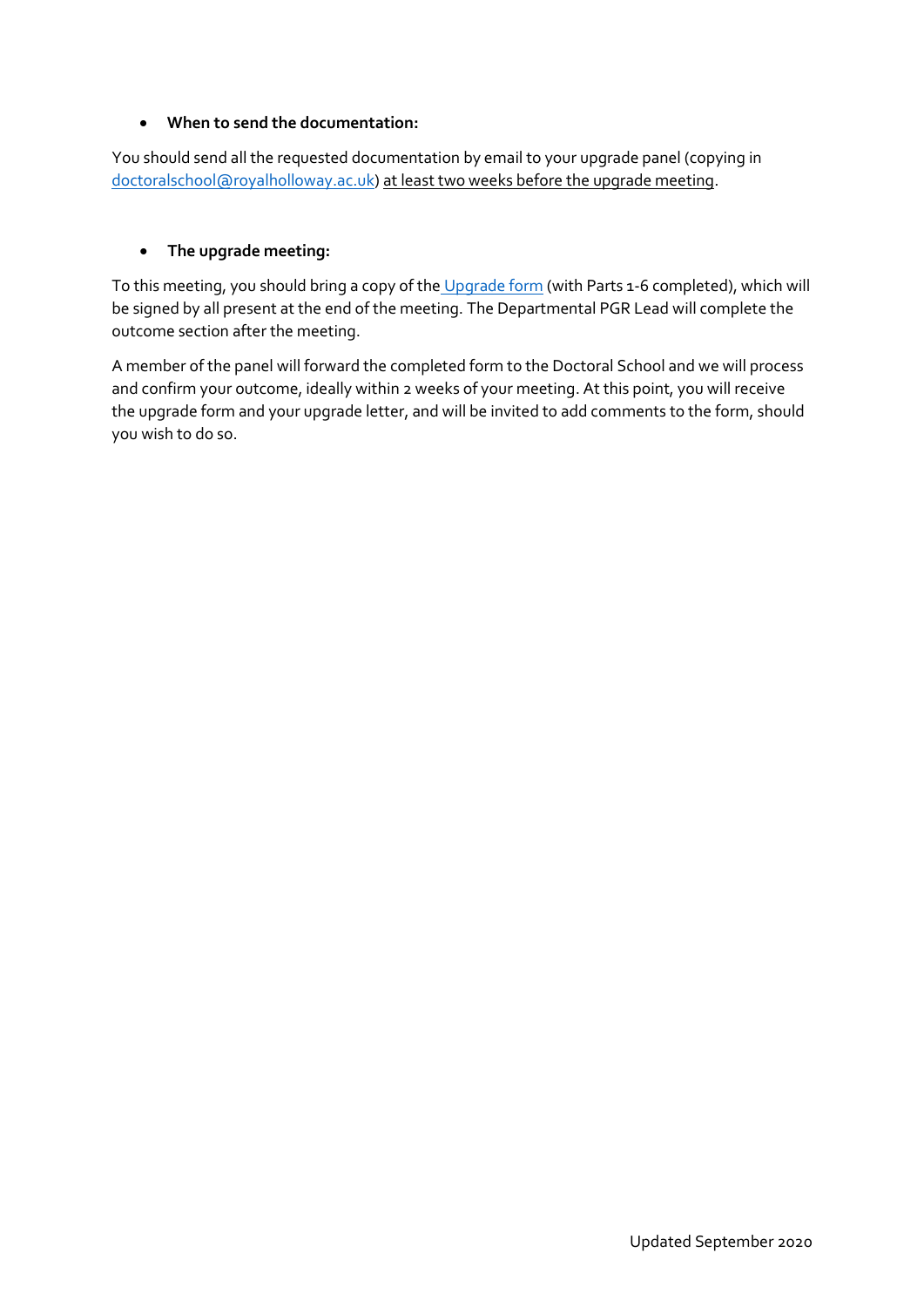- **When to send the documentation:**

You should send all the requested documentation by email to your upgrade panel (copying in [doctoralschool@royalholloway.ac.uk](mailto:doctoralschool@royalholloway.ac.uk)) at least two weeks before the upgrade meeting.

- **The upgrade meeting:**

To this meeting, you should bring a copy of the [Upgrade form](#) (with Parts 1-6 completed), which will be signed by all present at the end of the meeting. The Departmental PGR Lead will complete the outcome section after the meeting.

A member of the panel will forward the completed form to the Doctoral School and we will process and confirm your outcome, ideally within 2 weeks of your meeting. At this point, you will receive the upgrade form and your upgrade letter, and will be invited to add comments to the form, should you wish to do so.

Updated September 2020